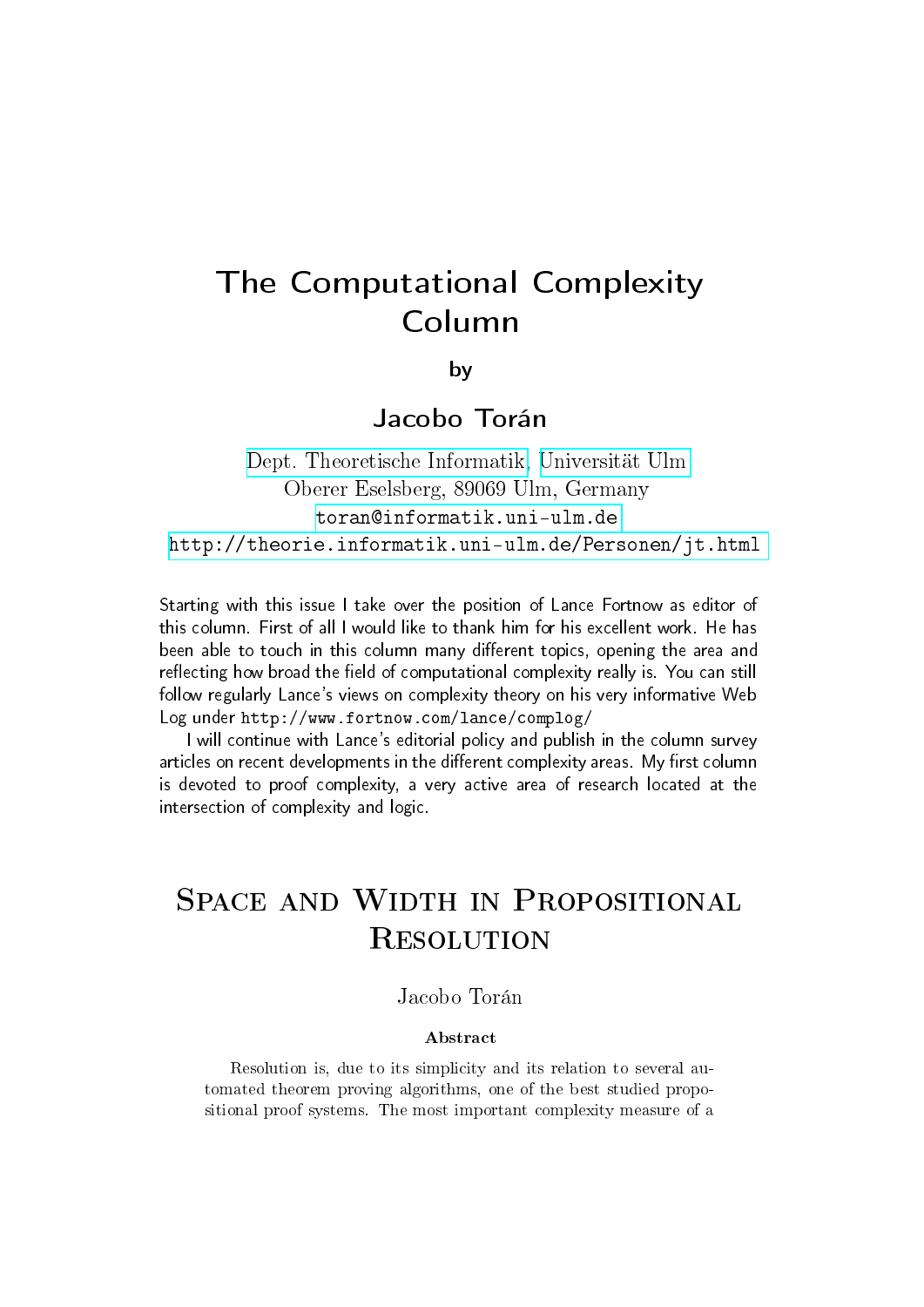# The Computational Complexity Column

by

## Jacobo Torán

Dept. Theoretische Informatik, Universität Ulm
Oberer Eselsberg, 89069 Ulm, Germany
toran@informatik.uni-ulm.de
http://theorie.informatik.uni-ulm.de/Personen/jt.html

Starting with this issue I take over the position of Lance Fortnow as editor of this column. First of all I would like to thank him for his excellent work. He has been able to touch in this column many different topics, opening the area and reflecting how broad the field of computational complexity really is. You can still follow regularly Lance's views on complexity theory on his very informative Web Log under http://www.fortnow.com/lance/complog/

I will continue with Lance's editorial policy and publish in the column survey articles on recent developments in the different complexity areas. My first column is devoted to proof complexity, a very active area of research located at the intersection of complexity and logic.

# Space and Width in Propositional Resolution

Jacobo Torán

**Abstract**

Resolution is, due to its simplicity and its relation to several automated theorem proving algorithms, one of the best studied propositional proof systems. The most important complexity measure of a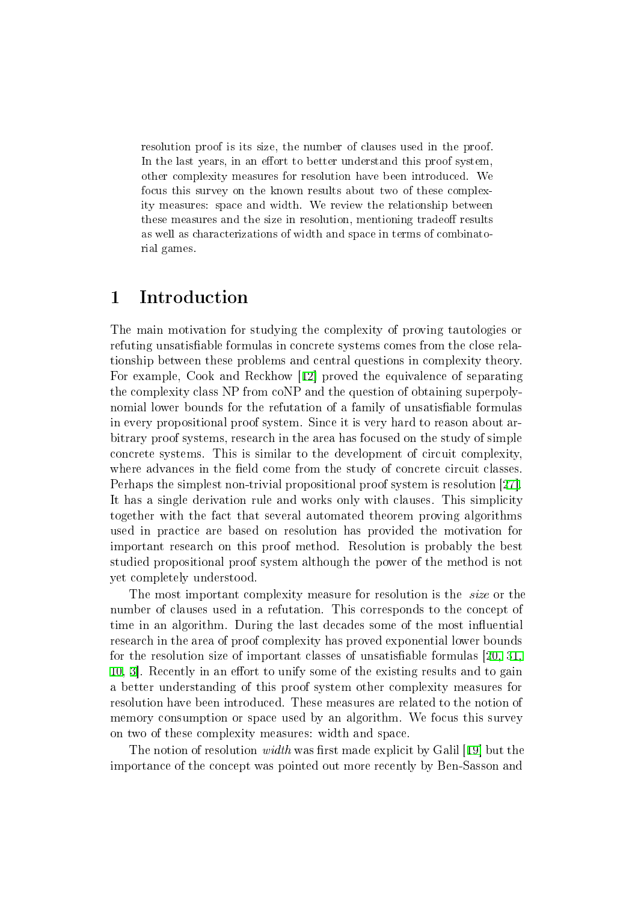resolution proof is its size, the number of clauses used in the proof. In the last years, in an effort to better understand this proof system, other complexity measures for resolution have been introduced. We focus this survey on the known results about two of these complexity measures: space and width. We review the relationship between these measures and the size in resolution, mentioning tradeoff results as well as characterizations of width and space in terms of combinatorial games.

# 1 Introduction

The main motivation for studying the complexity of proving tautologies or refuting unsatisfiable formulas in concrete systems comes from the close relationship between these problems and central questions in complexity theory. For example, Cook and Reckhow [12] proved the equivalence of separating the complexity class NP from coNP and the question of obtaining superpolynomial lower bounds for the refutation of a family of unsatisfiable formulas in every propositional proof system. Since it is very hard to reason about arbitrary proof systems, research in the area has focused on the study of simple concrete systems. This is similar to the development of circuit complexity, where advances in the field come from the study of concrete circuit classes. Perhaps the simplest non-trivial propositional proof system is resolution [27]. It has a single derivation rule and works only with clauses. This simplicity together with the fact that several automated theorem proving algorithms used in practice are based on resolution has provided the motivation for important research on this proof method. Resolution is probably the best studied propositional proof system although the power of the method is not yet completely understood.

The most important complexity measure for resolution is the *size* or the number of clauses used in a refutation. This corresponds to the concept of time in an algorithm. During the last decades some of the most influential research in the area of proof complexity has proved exponential lower bounds for the resolution size of important classes of unsatisfiable formulas [20, 31, 10, 3]. Recently in an effort to unify some of the existing results and to gain a better understanding of this proof system other complexity measures for resolution have been introduced. These measures are related to the notion of memory consumption or space used by an algorithm. We focus this survey on two of these complexity measures: width and space.

The notion of resolution *width* was first made explicit by Galil [19] but the importance of the concept was pointed out more recently by Ben-Sasson and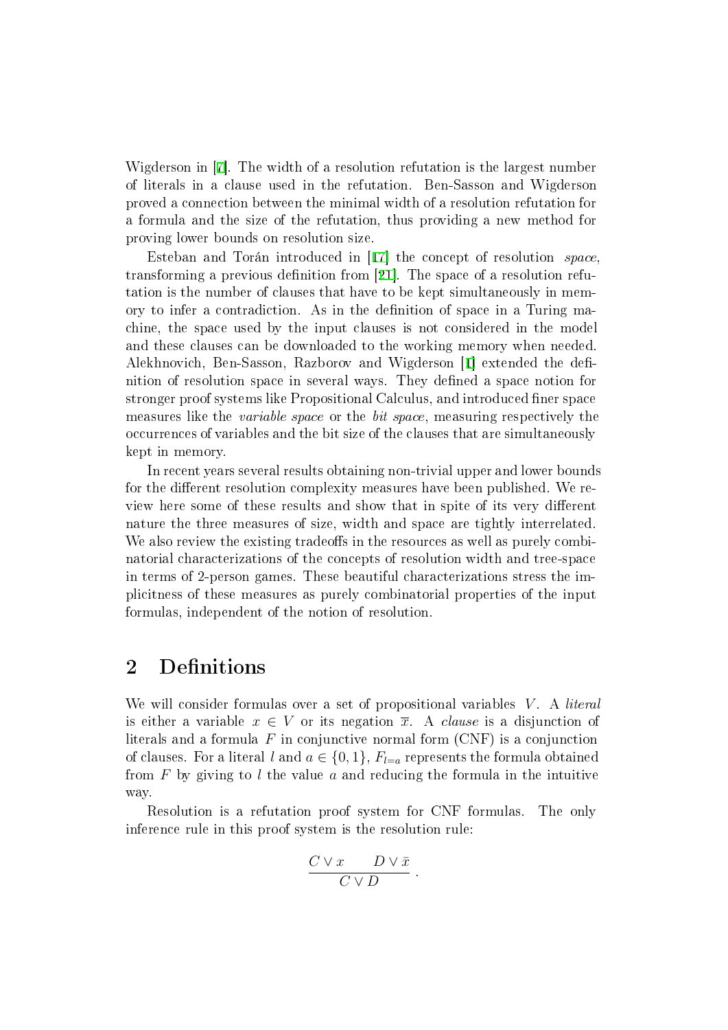Wigderson in [7]. The width of a resolution refutation is the largest number of literals in a clause used in the refutation. Ben-Sasson and Wigderson proved a connection between the minimal width of a resolution refutation for a formula and the size of the refutation, thus providing a new method for proving lower bounds on resolution size.

Esteban and Torán introduced in [17] the concept of resolution *space*, transforming a previous definition from [21]. The space of a resolution refutation is the number of clauses that have to be kept simultaneously in memory to infer a contradiction. As in the definition of space in a Turing machine, the space used by the input clauses is not considered in the model and these clauses can be downloaded to the working memory when needed. Alekhnovich, Ben-Sasson, Razborov and Wigderson [1] extended the definition of resolution space in several ways. They defined a space notion for stronger proof systems like Propositional Calculus, and introduced finer space measures like the *variable space* or the *bit space*, measuring respectively the occurrences of variables and the bit size of the clauses that are simultaneously kept in memory.

In recent years several results obtaining non-trivial upper and lower bounds for the different resolution complexity measures have been published. We review here some of these results and show that in spite of its very different nature the three measures of size, width and space are tightly interrelated. We also review the existing tradeoffs in the resources as well as purely combinatorial characterizations of the concepts of resolution width and tree-space in terms of 2-person games. These beautiful characterizations stress the implicitness of these measures as purely combinatorial properties of the input formulas, independent of the notion of resolution.

## 2 Definitions

We will consider formulas over a set of propositional variables $V$. A *literal* is either a variable $x \in V$ or its negation $\overline{x}$. A *clause* is a disjunction of literals and a formula $F$ in conjunctive normal form (CNF) is a conjunction of clauses. For a literal $l$ and $a \in \{0, 1\}$, $F_{l=a}$ represents the formula obtained from $F$ by giving to $l$ the value $a$ and reducing the formula in the intuitive way.

Resolution is a refutation proof system for CNF formulas. The only inference rule in this proof system is the resolution rule:

$$\frac{C \vee x \qquad D \vee \bar{x}}{C \vee D}.$$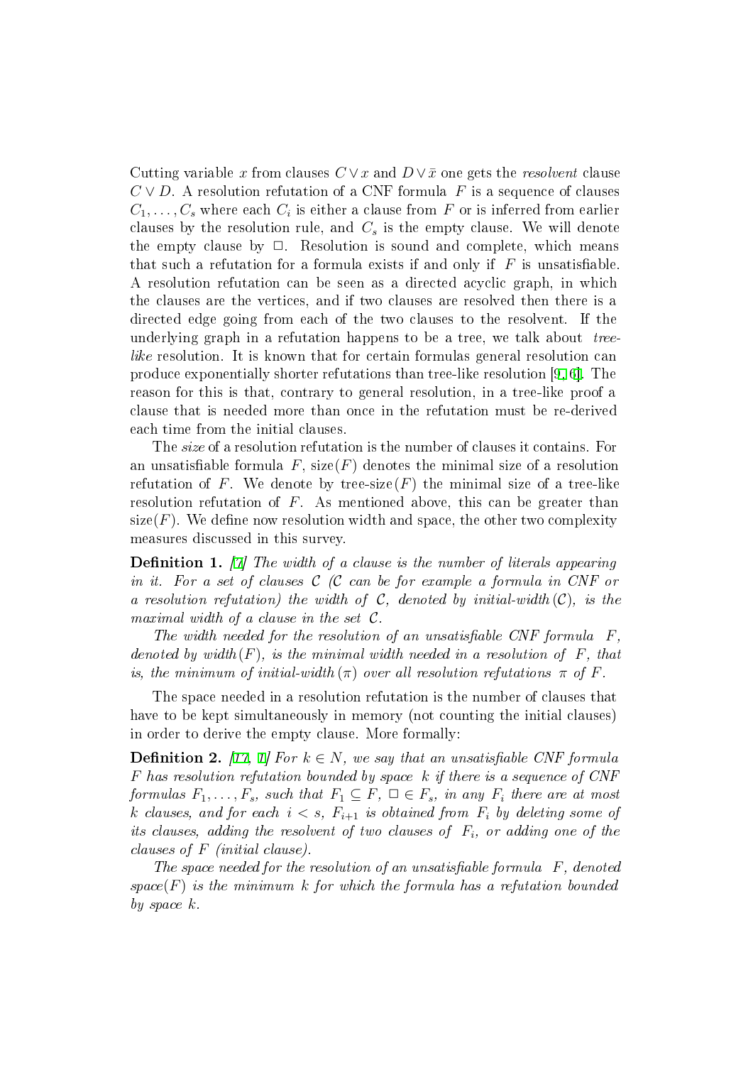Cutting variable $x$ from clauses $C \vee x$ and $D \vee \bar{x}$ one gets the *resolvent* clause $C \vee D$. A resolution refutation of a CNF formula $F$ is a sequence of clauses $C_1, \ldots, C_s$ where each $C_i$ is either a clause from $F$ or is inferred from earlier clauses by the resolution rule, and $C_s$ is the empty clause. We will denote the empty clause by $\Box$. Resolution is sound and complete, which means that such a refutation for a formula exists if and only if $F$ is unsatisfiable. A resolution refutation can be seen as a directed acyclic graph, in which the clauses are the vertices, and if two clauses are resolved then there is a directed edge going from each of the two clauses to the resolvent. If the underlying graph in a refutation happens to be a tree, we talk about *tree-like* resolution. It is known that for certain formulas general resolution can produce exponentially shorter refutations than tree-like resolution [9, 6]. The reason for this is that, contrary to general resolution, in a tree-like proof a clause that is needed more than once in the refutation must be re-derived each time from the initial clauses.

The *size* of a resolution refutation is the number of clauses it contains. For an unsatisfiable formula $F$, $\text{size}(F)$ denotes the minimal size of a resolution refutation of $F$. We denote by $\text{tree-size}(F)$ the minimal size of a tree-like resolution refutation of $F$. As mentioned above, this can be greater than $\text{size}(F)$. We define now resolution width and space, the other two complexity measures discussed in this survey.

**Definition 1.** *[7] The width of a clause is the number of literals appearing in it. For a set of clauses $\mathcal{C}$ ($\mathcal{C}$ can be for example a formula in CNF or a resolution refutation) the width of $\mathcal{C}$, denoted by initial-width$(\mathcal{C})$, is the maximal width of a clause in the set $\mathcal{C}$.*

*The width needed for the resolution of an unsatisfiable CNF formula $F$, denoted by width$(F)$, is the minimal width needed in a resolution of $F$, that is, the minimum of initial-width$(\pi)$ over all resolution refutations $\pi$ of $F$.*

The space needed in a resolution refutation is the number of clauses that have to be kept simultaneously in memory (not counting the initial clauses) in order to derive the empty clause. More formally:

**Definition 2.** *[17, 1] For $k \in N$, we say that an unsatisfiable CNF formula $F$ has resolution refutation bounded by space $k$ if there is a sequence of CNF formulas $F_1, \ldots, F_s$, such that $F_1 \subseteq F$, $\Box \in F_s$, in any $F_i$ there are at most $k$ clauses, and for each $i < s$, $F_{i+1}$ is obtained from $F_i$ by deleting some of its clauses, adding the resolvent of two clauses of $F_i$, or adding one of the clauses of $F$ (initial clause).*

*The space needed for the resolution of an unsatisfiable formula $F$, denoted space$(F)$ is the minimum $k$ for which the formula has a refutation bounded by space $k$.*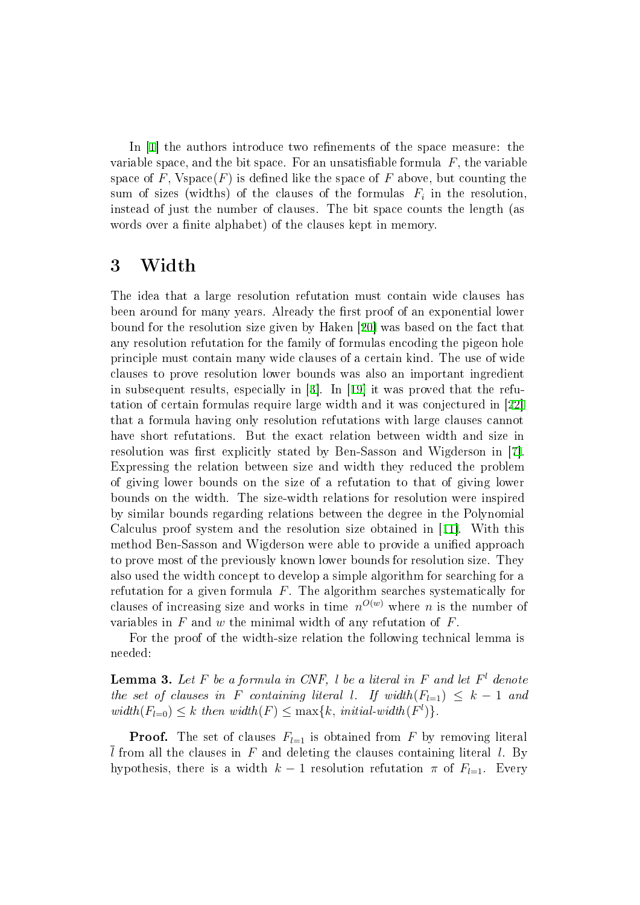In [1] the authors introduce two refinements of the space measure: the variable space, and the bit space. For an unsatisfiable formula $F$, the variable space of $F$, $\text{Vspace}(F)$ is defined like the space of $F$ above, but counting the sum of sizes (widths) of the clauses of the formulas $F_i$ in the resolution, instead of just the number of clauses. The bit space counts the length (as words over a finite alphabet) of the clauses kept in memory.

# 3 Width

The idea that a large resolution refutation must contain wide clauses has been around for many years. Already the first proof of an exponential lower bound for the resolution size given by Haken [20] was based on the fact that any resolution refutation for the family of formulas encoding the pigeon hole principle must contain many wide clauses of a certain kind. The use of wide clauses to prove resolution lower bounds was also an important ingredient in subsequent results, especially in [3]. In [19] it was proved that the refutation of certain formulas require large width and it was conjectured in [22] that a formula having only resolution refutations with large clauses cannot have short refutations. But the exact relation between width and size in resolution was first explicitly stated by Ben-Sasson and Wigderson in [7]. Expressing the relation between size and width they reduced the problem of giving lower bounds on the size of a refutation to that of giving lower bounds on the width. The size-width relations for resolution were inspired by similar bounds regarding relations between the degree in the Polynomial Calculus proof system and the resolution size obtained in [11]. With this method Ben-Sasson and Wigderson were able to provide a unified approach to prove most of the previously known lower bounds for resolution size. They also used the width concept to develop a simple algorithm for searching for a refutation for a given formula $F$. The algorithm searches systematically for clauses of increasing size and works in time $n^{O(w)}$ where $n$ is the number of variables in $F$ and $w$ the minimal width of any refutation of $F$.

For the proof of the width-size relation the following technical lemma is needed:

**Lemma 3.** *Let $F$ be a formula in CNF, $l$ be a literal in $F$ and let $F^l$ denote the set of clauses in $F$ containing literal $l$. If $width(F_{l=1}) \leq k-1$ and $width(F_{l=0}) \leq k$ then $width(F) \leq \max\{k, \textit{initial-width}(F^l)\}$.*

**Proof.** The set of clauses $F_{l=1}$ is obtained from $F$ by removing literal $\bar{l}$ from all the clauses in $F$ and deleting the clauses containing literal $l$. By hypothesis, there is a width $k-1$ resolution refutation $\pi$ of $F_{l=1}$. Every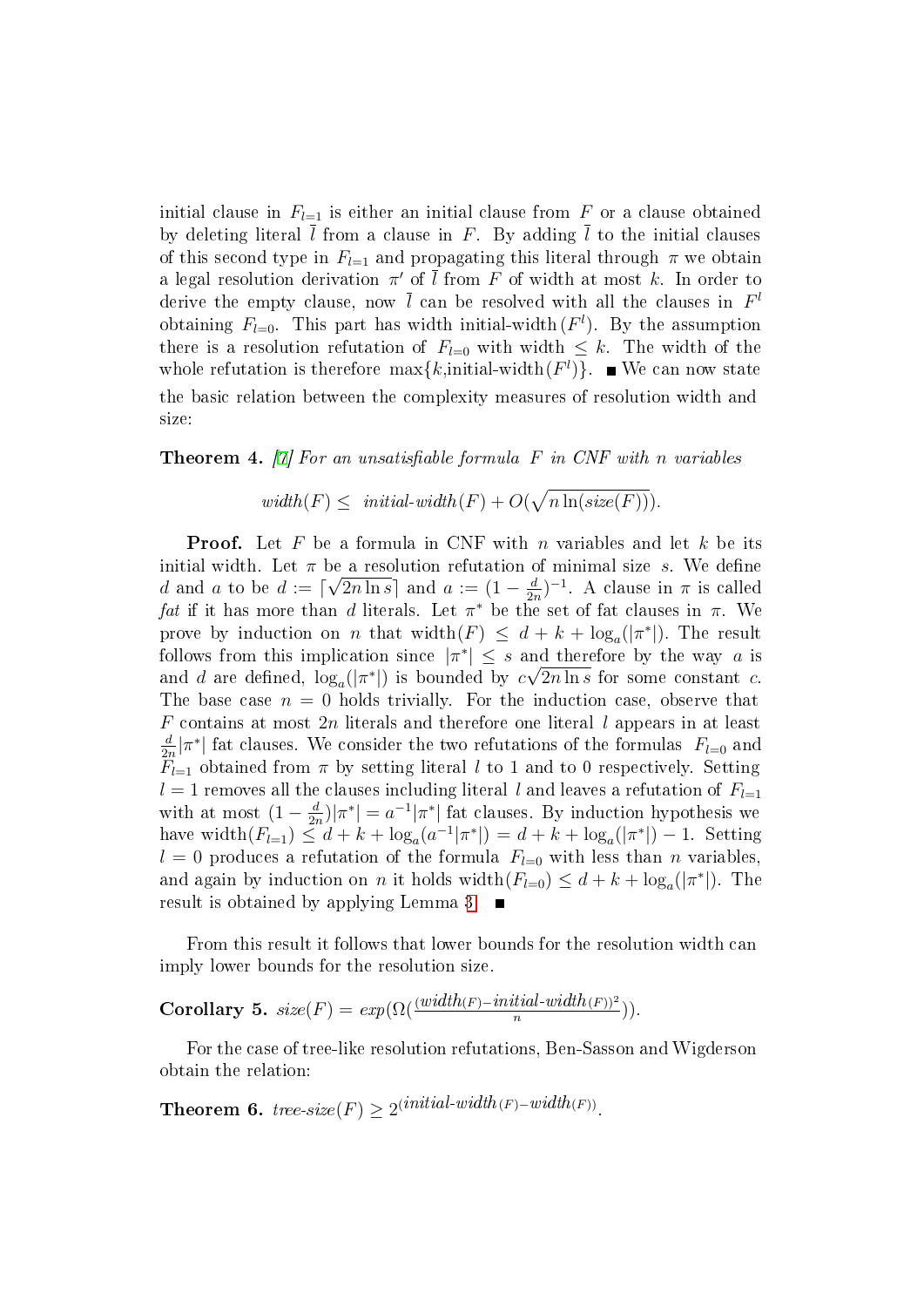initial clause in $F_{l=1}$ is either an initial clause from $F$ or a clause obtained by deleting literal $\bar{l}$ from a clause in $F$. By adding $\bar{l}$ to the initial clauses of this second type in $F_{l=1}$ and propagating this literal through $\pi$ we obtain a legal resolution derivation $\pi'$ of $\bar{l}$ from $F$ of width at most $k$. In order to derive the empty clause, now $\bar{l}$ can be resolved with all the clauses in $F^l$ obtaining $F_{l=0}$. This part has width initial-width$(F^l)$. By the assumption there is a resolution refutation of $F_{l=0}$ with width $\leq k$. The width of the whole refutation is therefore $\max\{k,\text{initial-width}(F^l)\}$. ∎ We can now state the basic relation between the complexity measures of resolution width and size:

**Theorem 4.** [7] *For an unsatisfiable formula $F$ in CNF with $n$ variables*

$$width(F) \leq \; initial\text{-}width(F) + O(\sqrt{n \ln(size(F))}).$$

**Proof.** Let $F$ be a formula in CNF with $n$ variables and let $k$ be its initial width. Let $\pi$ be a resolution refutation of minimal size $s$. We define $d$ and $a$ to be $d := \lceil \sqrt{2n \ln s} \rceil$ and $a := (1 - \frac{d}{2n})^{-1}$. A clause in $\pi$ is called *fat* if it has more than $d$ literals. Let $\pi^*$ be the set of fat clauses in $\pi$. We prove by induction on $n$ that width$(F) \leq d + k + \log_a(|\pi^*|)$. The result follows from this implication since $|\pi^*| \leq s$ and therefore by the way $a$ is and $d$ are defined, $\log_a(|\pi^*|)$ is bounded by $c\sqrt{2n \ln s}$ for some constant $c$. The base case $n = 0$ holds trivially. For the induction case, observe that $F$ contains at most $2n$ literals and therefore one literal $l$ appears in at least $\frac{d}{2n}|\pi^*|$ fat clauses. We consider the two refutations of the formulas $F_{l=0}$ and $F_{l=1}$ obtained from $\pi$ by setting literal $l$ to 1 and to 0 respectively. Setting $l = 1$ removes all the clauses including literal $l$ and leaves a refutation of $F_{l=1}$ with at most $(1 - \frac{d}{2n})|\pi^*| = a^{-1}|\pi^*|$ fat clauses. By induction hypothesis we have width$(F_{l=1}) \leq d + k + \log_a(a^{-1}|\pi^*|) = d + k + \log_a(|\pi^*|) - 1$. Setting $l = 0$ produces a refutation of the formula $F_{l=0}$ with less than $n$ variables, and again by induction on $n$ it holds width$(F_{l=0}) \leq d + k + \log_a(|\pi^*|)$. The result is obtained by applying Lemma 3. ∎

From this result it follows that lower bounds for the resolution width can imply lower bounds for the resolution size.

**Corollary 5.** $size(F) = exp(\Omega(\frac{(width(F) - initial\text{-}width(F))^2}{n}))$.

For the case of tree-like resolution refutations, Ben-Sasson and Wigderson obtain the relation:

**Theorem 6.** $tree\text{-}size(F) \geq 2^{(initial\text{-}width(F) - width(F))}$.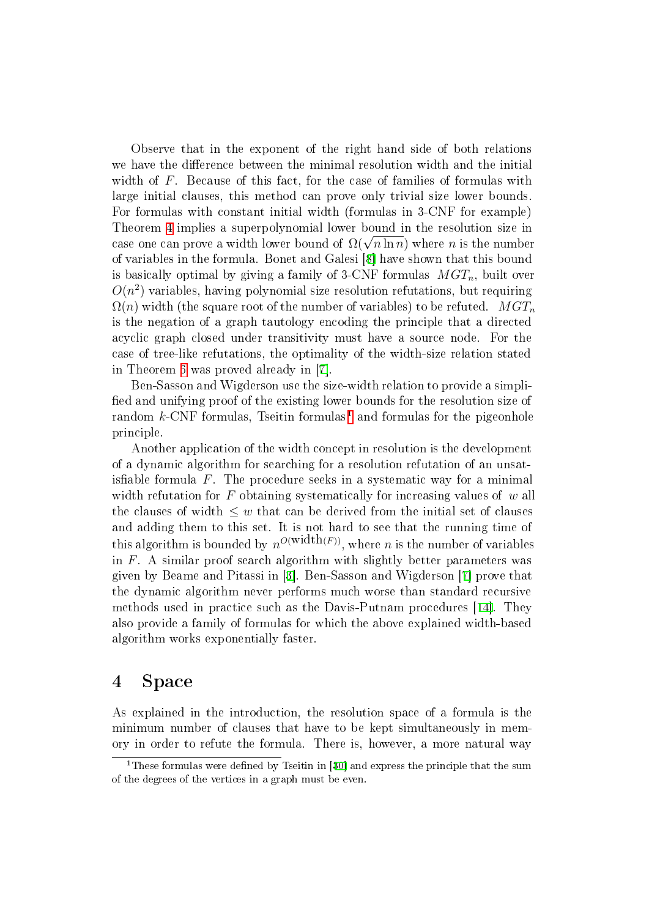Observe that in the exponent of the right hand side of both relations we have the difference between the minimal resolution width and the initial width of $F$. Because of this fact, for the case of families of formulas with large initial clauses, this method can prove only trivial size lower bounds. For formulas with constant initial width (formulas in 3-CNF for example) Theorem 4 implies a superpolynomial lower bound in the resolution size in case one can prove a width lower bound of $\Omega(\sqrt{n \ln n})$ where $n$ is the number of variables in the formula. Bonet and Galesi [8] have shown that this bound is basically optimal by giving a family of 3-CNF formulas $MGT_n$, built over $O(n^2)$ variables, having polynomial size resolution refutations, but requiring $\Omega(n)$ width (the square root of the number of variables) to be refuted. $MGT_n$ is the negation of a graph tautology encoding the principle that a directed acyclic graph closed under transitivity must have a source node. For the case of tree-like refutations, the optimality of the width-size relation stated in Theorem 5 was proved already in [7].

Ben-Sasson and Wigderson use the size-width relation to provide a simplified and unifying proof of the existing lower bounds for the resolution size of random $k$-CNF formulas, Tseitin formulas [1] and formulas for the pigeonhole principle.

Another application of the width concept in resolution is the development of a dynamic algorithm for searching for a resolution refutation of an unsatisfiable formula $F$. The procedure seeks in a systematic way for a minimal width refutation for $F$ obtaining systematically for increasing values of $w$ all the clauses of width $\leq w$ that can be derived from the initial set of clauses and adding them to this set. It is not hard to see that the running time of this algorithm is bounded by $n^{O(\text{width}(F))}$, where $n$ is the number of variables in $F$. A similar proof search algorithm with slightly better parameters was given by Beame and Pitassi in [3]. Ben-Sasson and Wigderson [7] prove that the dynamic algorithm never performs much worse than standard recursive methods used in practice such as the Davis-Putnam procedures [14]. They also provide a family of formulas for which the above explained width-based algorithm works exponentially faster.

## 4 Space

As explained in the introduction, the resolution space of a formula is the minimum number of clauses that have to be kept simultaneously in memory in order to refute the formula. There is, however, a more natural way

[1] These formulas were defined by Tseitin in [30] and express the principle that the sum of the degrees of the vertices in a graph must be even.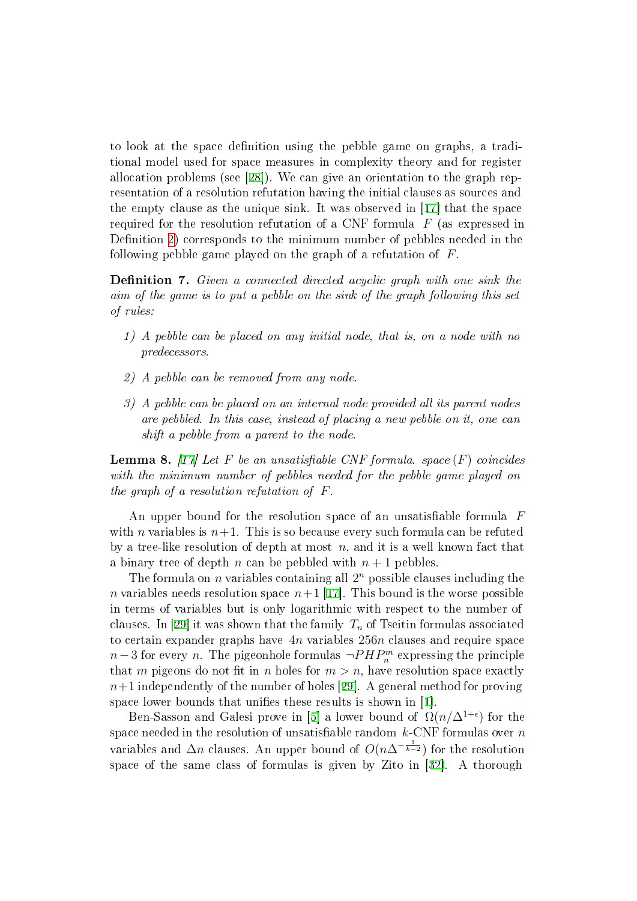to look at the space definition using the pebble game on graphs, a traditional model used for space measures in complexity theory and for register allocation problems (see [28]). We can give an orientation to the graph representation of a resolution refutation having the initial clauses as sources and the empty clause as the unique sink. It was observed in [17] that the space required for the resolution refutation of a CNF formula $F$ (as expressed in Definition 2) corresponds to the minimum number of pebbles needed in the following pebble game played on the graph of a refutation of $F$.

**Definition 7.** *Given a connected directed acyclic graph with one sink the aim of the game is to put a pebble on the sink of the graph following this set of rules:*

1) *A pebble can be placed on any initial node, that is, on a node with no predecessors.*

2) *A pebble can be removed from any node.*

3) *A pebble can be placed on an internal node provided all its parent nodes are pebbled. In this case, instead of placing a new pebble on it, one can shift a pebble from a parent to the node.*

**Lemma 8.** *[17] Let $F$ be an unsatisfiable CNF formula. $space(F)$ coincides with the minimum number of pebbles needed for the pebble game played on the graph of a resolution refutation of $F$.*

An upper bound for the resolution space of an unsatisfiable formula $F$ with $n$ variables is $n+1$. This is so because every such formula can be refuted by a tree-like resolution of depth at most $n$, and it is a well known fact that a binary tree of depth $n$ can be pebbled with $n+1$ pebbles.

The formula on $n$ variables containing all $2^n$ possible clauses including the $n$ variables needs resolution space $n+1$ [17]. This bound is the worse possible in terms of variables but is only logarithmic with respect to the number of clauses. In [29] it was shown that the family $T_n$ of Tseitin formulas associated to certain expander graphs have $4n$ variables $256n$ clauses and require space $n-3$ for every $n$. The pigeonhole formulas $\neg PHP^m_n$ expressing the principle that $m$ pigeons do not fit in $n$ holes for $m > n$, have resolution space exactly $n+1$ independently of the number of holes [29]. A general method for proving space lower bounds that unifies these results is shown in [1].

Ben-Sasson and Galesi prove in [5] a lower bound of $\Omega(n/\Delta^{1+\epsilon})$ for the space needed in the resolution of unsatisfiable random $k$-CNF formulas over $n$ variables and $\Delta n$ clauses. An upper bound of $O(n\Delta^{-\frac{1}{k-2}})$ for the resolution space of the same class of formulas is given by Zito in [32]. A thorough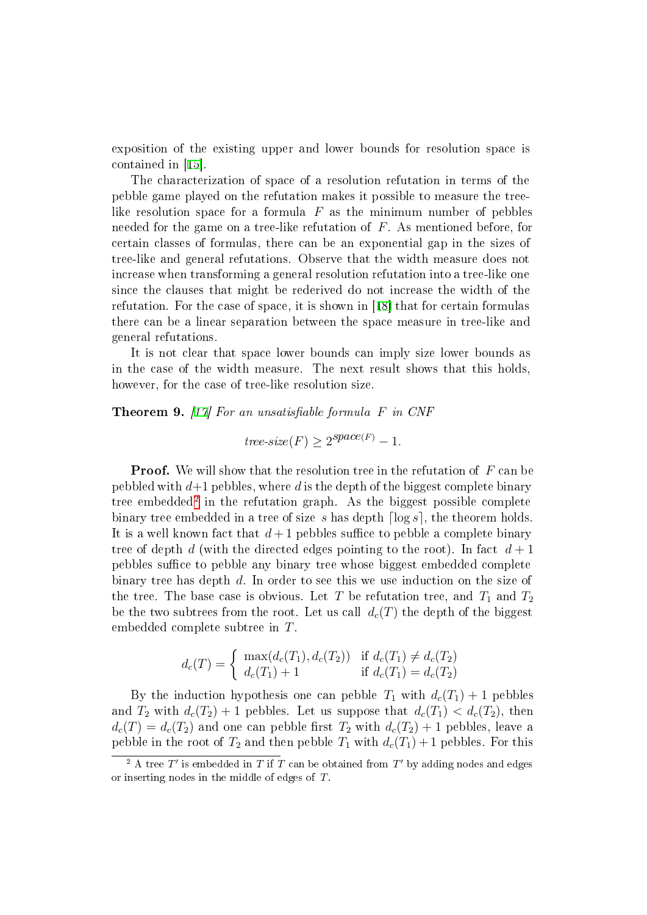exposition of the existing upper and lower bounds for resolution space is contained in [15].

The characterization of space of a resolution refutation in terms of the pebble game played on the refutation makes it possible to measure the tree-like resolution space for a formula $F$ as the minimum number of pebbles needed for the game on a tree-like refutation of $F$. As mentioned before, for certain classes of formulas, there can be an exponential gap in the sizes of tree-like and general refutations. Observe that the width measure does not increase when transforming a general resolution refutation into a tree-like one since the clauses that might be rederived do not increase the width of the refutation. For the case of space, it is shown in [18] that for certain formulas there can be a linear separation between the space measure in tree-like and general refutations.

It is not clear that space lower bounds can imply size lower bounds as in the case of the width measure. The next result shows that this holds, however, for the case of tree-like resolution size.

**Theorem 9.** *[17] For an unsatisfiable formula $F$ in CNF*

$$\textit{tree-size}(F) \geq 2^{\textit{space}(F)} - 1.$$

**Proof.** We will show that the resolution tree in the refutation of $F$ can be pebbled with $d+1$ pebbles, where $d$ is the depth of the biggest complete binary tree embedded[2] in the refutation graph. As the biggest possible complete binary tree embedded in a tree of size $s$ has depth $\lceil \log s \rceil$, the theorem holds. It is a well known fact that $d+1$ pebbles suffice to pebble a complete binary tree of depth $d$ (with the directed edges pointing to the root). In fact $d+1$ pebbles suffice to pebble any binary tree whose biggest embedded complete binary tree has depth $d$. In order to see this we use induction on the size of the tree. The base case is obvious. Let $T$ be refutation tree, and $T_1$ and $T_2$ be the two subtrees from the root. Let us call $d_c(T)$ the depth of the biggest embedded complete subtree in $T$.

$$d_c(T) = \begin{cases} \max(d_c(T_1), d_c(T_2)) & \text{if } d_c(T_1) \neq d_c(T_2) \\ d_c(T_1) + 1 & \text{if } d_c(T_1) = d_c(T_2) \end{cases}$$

By the induction hypothesis one can pebble $T_1$ with $d_c(T_1) + 1$ pebbles and $T_2$ with $d_c(T_2) + 1$ pebbles. Let us suppose that $d_c(T_1) < d_c(T_2)$, then $d_c(T) = d_c(T_2)$ and one can pebble first $T_2$ with $d_c(T_2) + 1$ pebbles, leave a pebble in the root of $T_2$ and then pebble $T_1$ with $d_c(T_1) + 1$ pebbles. For this

[2] A tree $T'$ is embedded in $T$ if $T$ can be obtained from $T'$ by adding nodes and edges or inserting nodes in the middle of edges of $T$.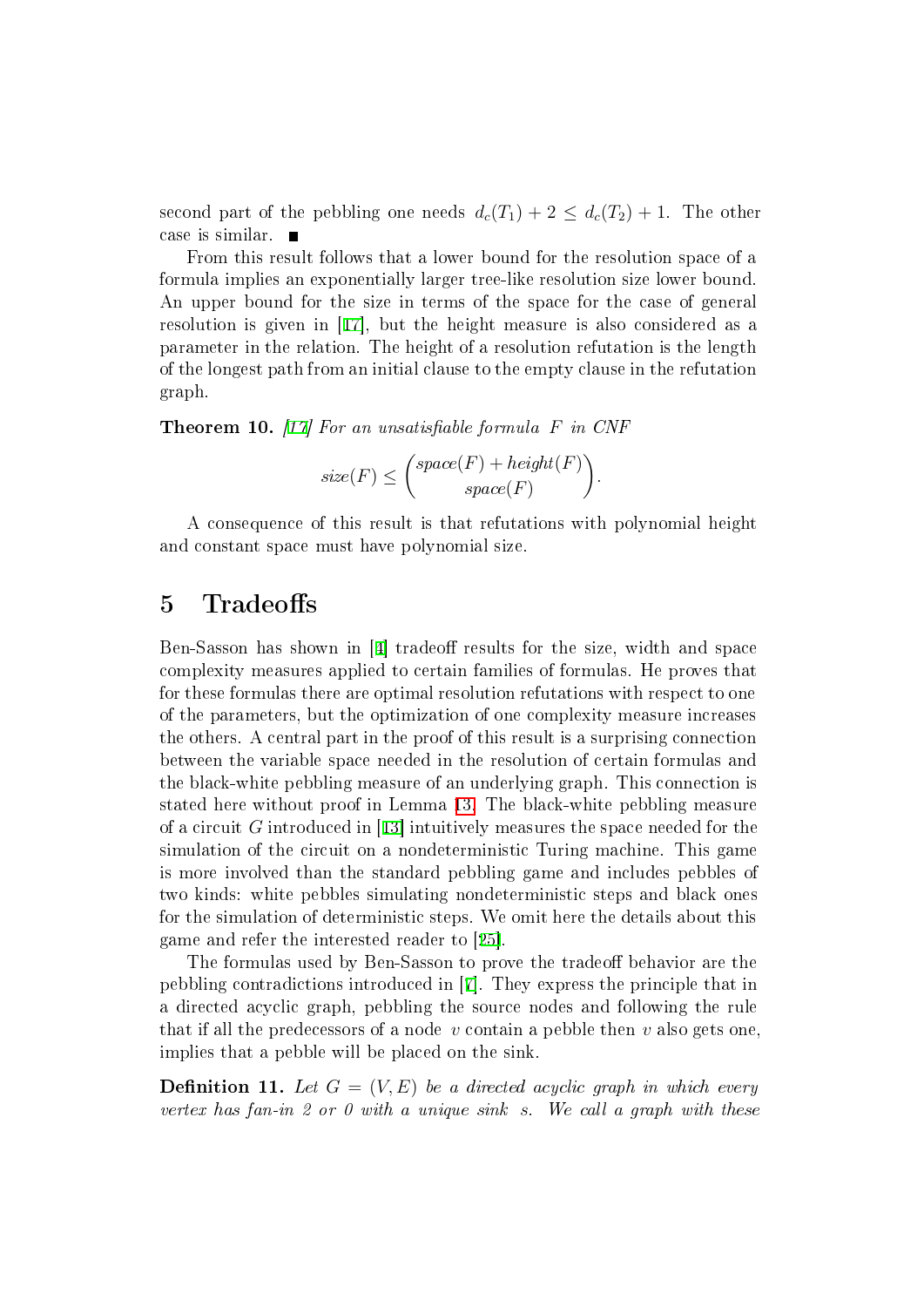second part of the pebbling one needs $d_c(T_1) + 2 \leq d_c(T_2) + 1$. The other case is similar. ■

From this result follows that a lower bound for the resolution space of a formula implies an exponentially larger tree-like resolution size lower bound. An upper bound for the size in terms of the space for the case of general resolution is given in [17], but the height measure is also considered as a parameter in the relation. The height of a resolution refutation is the length of the longest path from an initial clause to the empty clause in the refutation graph.

**Theorem 10.** *[17] For an unsatisfiable formula $F$ in CNF*

$$size(F) \leq \binom{space(F) + height(F)}{space(F)}.$$

A consequence of this result is that refutations with polynomial height and constant space must have polynomial size.

## 5 Tradeoffs

Ben-Sasson has shown in [4] tradeoff results for the size, width and space complexity measures applied to certain families of formulas. He proves that for these formulas there are optimal resolution refutations with respect to one of the parameters, but the optimization of one complexity measure increases the others. A central part in the proof of this result is a surprising connection between the variable space needed in the resolution of certain formulas and the black-white pebbling measure of an underlying graph. This connection is stated here without proof in Lemma 13. The black-white pebbling measure of a circuit $G$ introduced in [13] intuitively measures the space needed for the simulation of the circuit on a nondeterministic Turing machine. This game is more involved than the standard pebbling game and includes pebbles of two kinds: white pebbles simulating nondeterministic steps and black ones for the simulation of deterministic steps. We omit here the details about this game and refer the interested reader to [25].

The formulas used by Ben-Sasson to prove the tradeoff behavior are the pebbling contradictions introduced in [7]. They express the principle that in a directed acyclic graph, pebbling the source nodes and following the rule that if all the predecessors of a node $v$ contain a pebble then $v$ also gets one, implies that a pebble will be placed on the sink.

**Definition 11.** *Let $G = (V, E)$ be a directed acyclic graph in which every vertex has fan-in 2 or 0 with a unique sink $s$. We call a graph with these*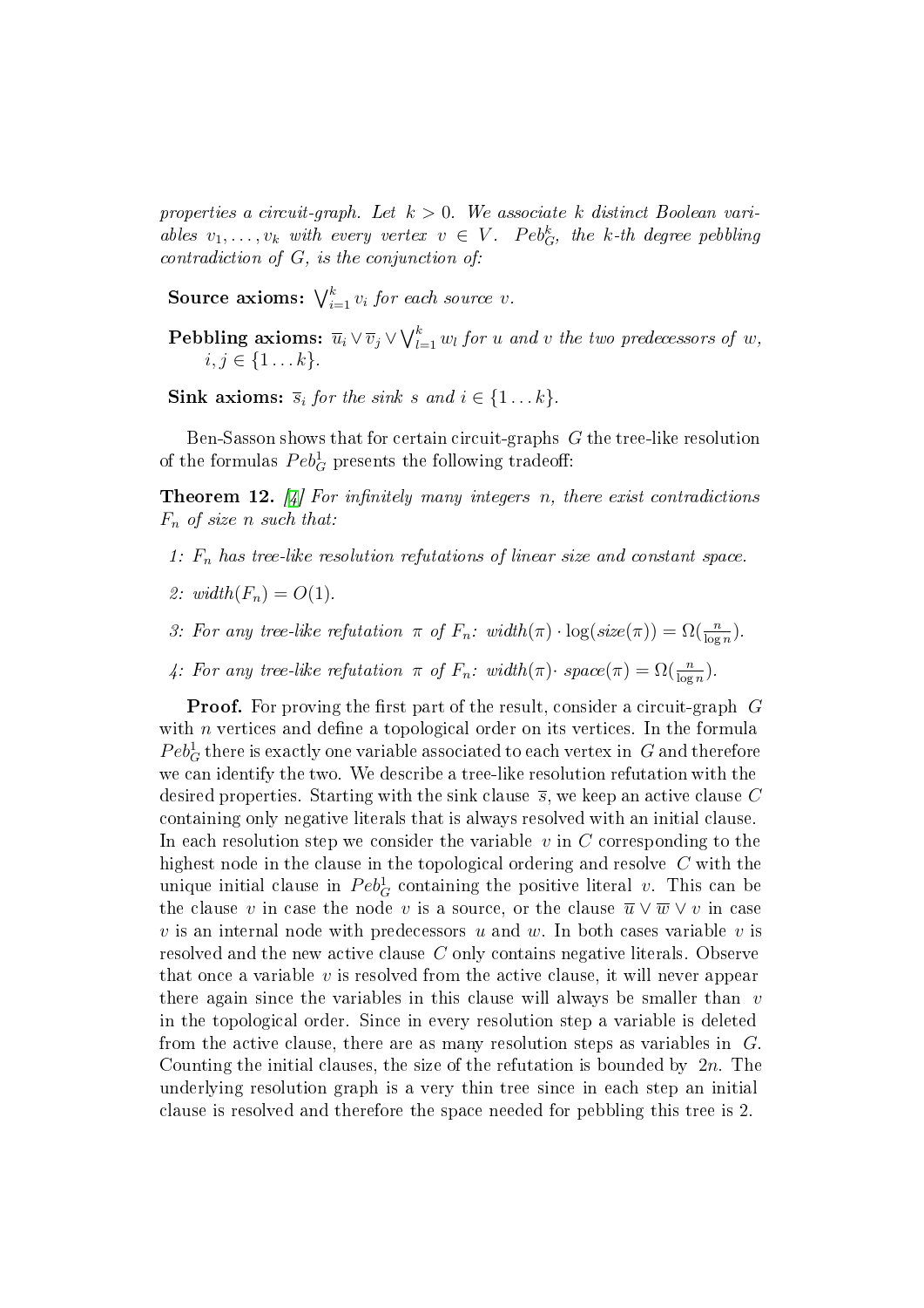*properties a circuit-graph. Let $k > 0$. We associate $k$ distinct Boolean variables $v_1, \ldots, v_k$ with every vertex $v \in V$. $Peb_G^k$, the $k$-th degree pebbling contradiction of $G$, is the conjunction of:*

**Source axioms:** *$\bigvee_{i=1}^{k} v_i$ for each source $v$.*

**Pebbling axioms:** *$\overline{u}_i \vee \overline{v}_j \vee \bigvee_{l=1}^{k} w_l$ for $u$ and $v$ the two predecessors of $w$, $i, j \in \{1 \ldots k\}$.*

**Sink axioms:** *$\overline{s}_i$ for the sink $s$ and $i \in \{1 \ldots k\}$.*

Ben-Sasson shows that for certain circuit-graphs $G$ the tree-like resolution of the formulas $Peb_G^1$ presents the following tradeoff:

**Theorem 12.** *[4] For infinitely many integers $n$, there exist contradictions $F_n$ of size $n$ such that:*

*1: $F_n$ has tree-like resolution refutations of linear size and constant space.*

*2: $width(F_n) = O(1)$.*

*3: For any tree-like refutation $\pi$ of $F_n$: $width(\pi) \cdot \log(size(\pi)) = \Omega(\frac{n}{\log n})$.*

*4: For any tree-like refutation $\pi$ of $F_n$: $width(\pi) \cdot space(\pi) = \Omega(\frac{n}{\log n})$.*

**Proof.** For proving the first part of the result, consider a circuit-graph $G$ with $n$ vertices and define a topological order on its vertices. In the formula $Peb_G^1$ there is exactly one variable associated to each vertex in $G$ and therefore we can identify the two. We describe a tree-like resolution refutation with the desired properties. Starting with the sink clause $\overline{s}$, we keep an active clause $C$ containing only negative literals that is always resolved with an initial clause. In each resolution step we consider the variable $v$ in $C$ corresponding to the highest node in the clause in the topological ordering and resolve $C$ with the unique initial clause in $Peb_G^1$ containing the positive literal $v$. This can be the clause $v$ in case the node $v$ is a source, or the clause $\overline{u} \vee \overline{w} \vee v$ in case $v$ is an internal node with predecessors $u$ and $w$. In both cases variable $v$ is resolved and the new active clause $C$ only contains negative literals. Observe that once a variable $v$ is resolved from the active clause, it will never appear there again since the variables in this clause will always be smaller than $v$ in the topological order. Since in every resolution step a variable is deleted from the active clause, there are as many resolution steps as variables in $G$. Counting the initial clauses, the size of the refutation is bounded by $2n$. The underlying resolution graph is a very thin tree since in each step an initial clause is resolved and therefore the space needed for pebbling this tree is 2.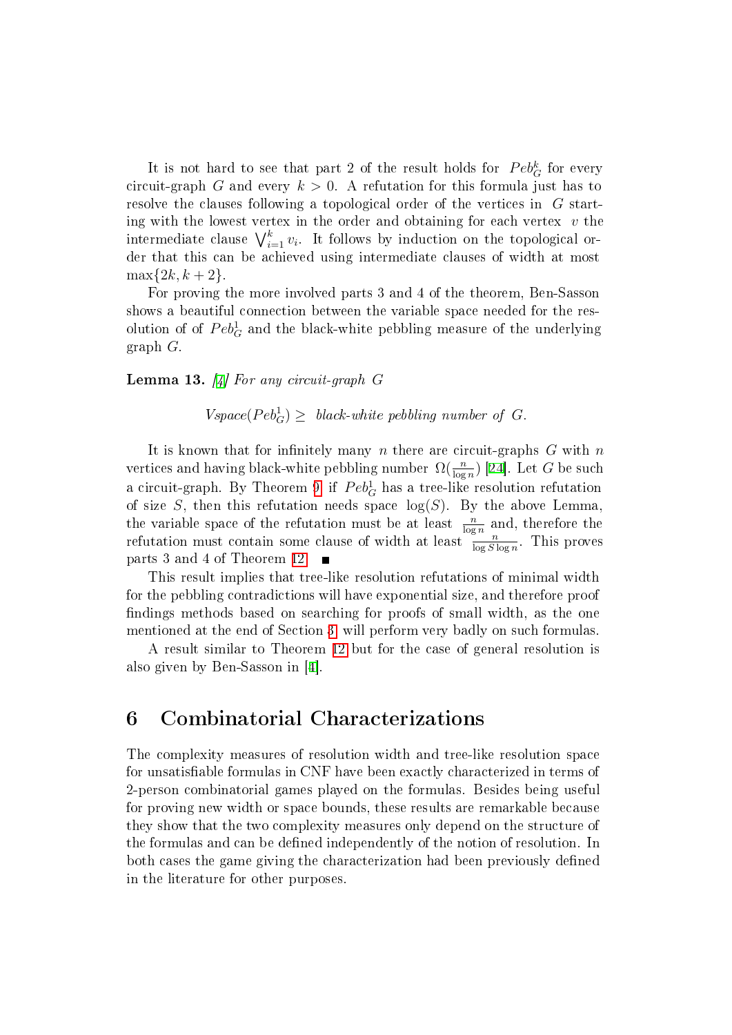It is not hard to see that part 2 of the result holds for $Peb^k_G$ for every circuit-graph $G$ and every $k > 0$. A refutation for this formula just has to resolve the clauses following a topological order of the vertices in $G$ starting with the lowest vertex in the order and obtaining for each vertex $v$ the intermediate clause $\bigvee_{i=1}^{k} v_i$. It follows by induction on the topological order that this can be achieved using intermediate clauses of width at most $\max\{2k, k+2\}$.

For proving the more involved parts 3 and 4 of the theorem, Ben-Sasson shows a beautiful connection between the variable space needed for the resolution of of $Peb^1_G$ and the black-white pebbling measure of the underlying graph $G$.

**Lemma 13.** *[4] For any circuit-graph $G$*

$$Vspace(Peb^1_G) \geq \text{ black-white pebbling number of } G.$$

It is known that for infinitely many $n$ there are circuit-graphs $G$ with $n$ vertices and having black-white pebbling number $\Omega(\frac{n}{\log n})$ [24]. Let $G$ be such a circuit-graph. By Theorem 9 if $Peb^1_G$ has a tree-like resolution refutation of size $S$, then this refutation needs space $\log(S)$. By the above Lemma, the variable space of the refutation must be at least $\frac{n}{\log n}$ and, therefore the refutation must contain some clause of width at least $\frac{n}{\log S \log n}$. This proves parts 3 and 4 of Theorem 12. ∎

This result implies that tree-like resolution refutations of minimal width for the pebbling contradictions will have exponential size, and therefore proof findings methods based on searching for proofs of small width, as the one mentioned at the end of Section 3 will perform very badly on such formulas.

A result similar to Theorem 12 but for the case of general resolution is also given by Ben-Sasson in [4].

# 6 Combinatorial Characterizations

The complexity measures of resolution width and tree-like resolution space for unsatisfiable formulas in CNF have been exactly characterized in terms of 2-person combinatorial games played on the formulas. Besides being useful for proving new width or space bounds, these results are remarkable because they show that the two complexity measures only depend on the structure of the formulas and can be defined independently of the notion of resolution. In both cases the game giving the characterization had been previously defined in the literature for other purposes.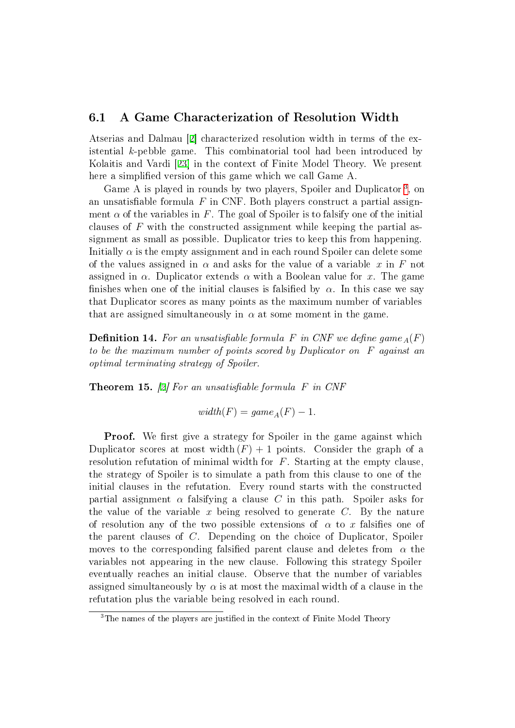## 6.1 A Game Characterization of Resolution Width

Atserias and Dalmau [2] characterized resolution width in terms of the existential $k$-pebble game. This combinatorial tool had been introduced by Kolaitis and Vardi [23] in the context of Finite Model Theory. We present here a simplified version of this game which we call Game A.

Game A is played in rounds by two players, Spoiler and Duplicator [3], on an unsatisfiable formula $F$ in CNF. Both players construct a partial assignment $\alpha$ of the variables in $F$. The goal of Spoiler is to falsify one of the initial clauses of $F$ with the constructed assignment while keeping the partial assignment as small as possible. Duplicator tries to keep this from happening. Initially $\alpha$ is the empty assignment and in each round Spoiler can delete some of the values assigned in $\alpha$ and asks for the value of a variable $x$ in $F$ not assigned in $\alpha$. Duplicator extends $\alpha$ with a Boolean value for $x$. The game finishes when one of the initial clauses is falsified by $\alpha$. In this case we say that Duplicator scores as many points as the maximum number of variables that are assigned simultaneously in $\alpha$ at some moment in the game.

**Definition 14.** *For an unsatisfiable formula $F$ in CNF we define $game_A(F)$ to be the maximum number of points scored by Duplicator on $F$ against an optimal terminating strategy of Spoiler.*

**Theorem 15.** *[2] For an unsatisfiable formula $F$ in CNF*

$$width(F) = game_A(F) - 1.$$

**Proof.** We first give a strategy for Spoiler in the game against which Duplicator scores at most $width(F) + 1$ points. Consider the graph of a resolution refutation of minimal width for $F$. Starting at the empty clause, the strategy of Spoiler is to simulate a path from this clause to one of the initial clauses in the refutation. Every round starts with the constructed partial assignment $\alpha$ falsifying a clause $C$ in this path. Spoiler asks for the value of the variable $x$ being resolved to generate $C$. By the nature of resolution any of the two possible extensions of $\alpha$ to $x$ falsifies one of the parent clauses of $C$. Depending on the choice of Duplicator, Spoiler moves to the corresponding falsified parent clause and deletes from $\alpha$ the variables not appearing in the new clause. Following this strategy Spoiler eventually reaches an initial clause. Observe that the number of variables assigned simultaneously by $\alpha$ is at most the maximal width of a clause in the refutation plus the variable being resolved in each round.

[3] The names of the players are justified in the context of Finite Model Theory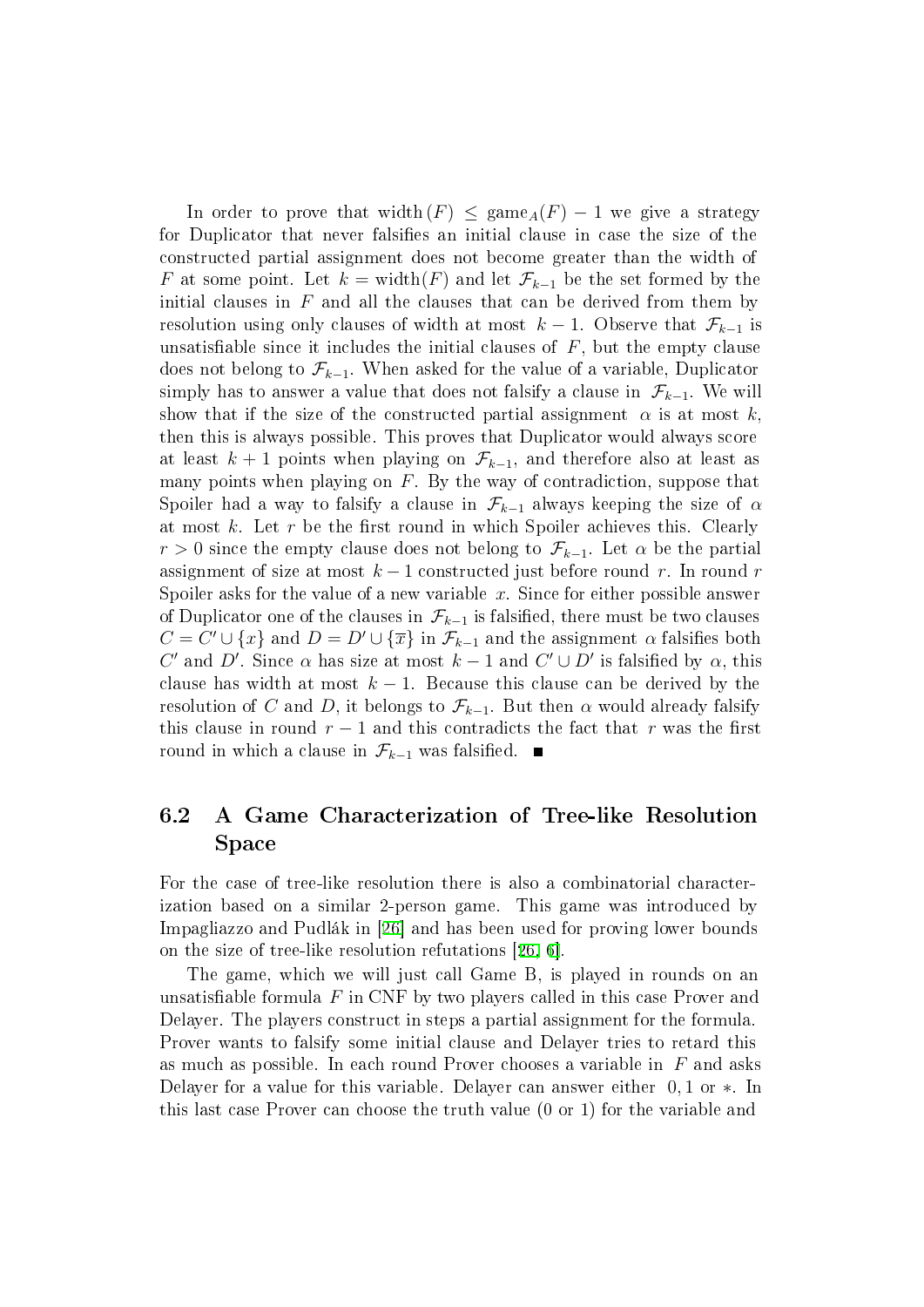In order to prove that $\text{width}(F) \le \text{game}_A(F) - 1$ we give a strategy for Duplicator that never falsifies an initial clause in case the size of the constructed partial assignment does not become greater than the width of $F$ at some point. Let $k = \text{width}(F)$ and let $\mathcal{F}_{k-1}$ be the set formed by the initial clauses in $F$ and all the clauses that can be derived from them by resolution using only clauses of width at most $k-1$. Observe that $\mathcal{F}_{k-1}$ is unsatisfiable since it includes the initial clauses of $F$, but the empty clause does not belong to $\mathcal{F}_{k-1}$. When asked for the value of a variable, Duplicator simply has to answer a value that does not falsify a clause in $\mathcal{F}_{k-1}$. We will show that if the size of the constructed partial assignment $\alpha$ is at most $k$, then this is always possible. This proves that Duplicator would always score at least $k+1$ points when playing on $\mathcal{F}_{k-1}$, and therefore also at least as many points when playing on $F$. By the way of contradiction, suppose that Spoiler had a way to falsify a clause in $\mathcal{F}_{k-1}$ always keeping the size of $\alpha$ at most $k$. Let $r$ be the first round in which Spoiler achieves this. Clearly $r > 0$ since the empty clause does not belong to $\mathcal{F}_{k-1}$. Let $\alpha$ be the partial assignment of size at most $k-1$ constructed just before round $r$. In round $r$ Spoiler asks for the value of a new variable $x$. Since for either possible answer of Duplicator one of the clauses in $\mathcal{F}_{k-1}$ is falsified, there must be two clauses $C = C' \cup \{x\}$ and $D = D' \cup \{\overline{x}\}$ in $\mathcal{F}_{k-1}$ and the assignment $\alpha$ falsifies both $C'$ and $D'$. Since $\alpha$ has size at most $k-1$ and $C' \cup D'$ is falsified by $\alpha$, this clause has width at most $k-1$. Because this clause can be derived by the resolution of $C$ and $D$, it belongs to $\mathcal{F}_{k-1}$. But then $\alpha$ would already falsify this clause in round $r-1$ and this contradicts the fact that $r$ was the first round in which a clause in $\mathcal{F}_{k-1}$ was falsified. ■

## 6.2 A Game Characterization of Tree-like Resolution Space

For the case of tree-like resolution there is also a combinatorial characterization based on a similar 2-person game. This game was introduced by Impagliazzo and Pudlák in [26] and has been used for proving lower bounds on the size of tree-like resolution refutations [26, 6].

The game, which we will just call Game B, is played in rounds on an unsatisfiable formula $F$ in CNF by two players called in this case Prover and Delayer. The players construct in steps a partial assignment for the formula. Prover wants to falsify some initial clause and Delayer tries to retard this as much as possible. In each round Prover chooses a variable in $F$ and asks Delayer for a value for this variable. Delayer can answer either $0, 1$ or $*$. In this last case Prover can choose the truth value (0 or 1) for the variable and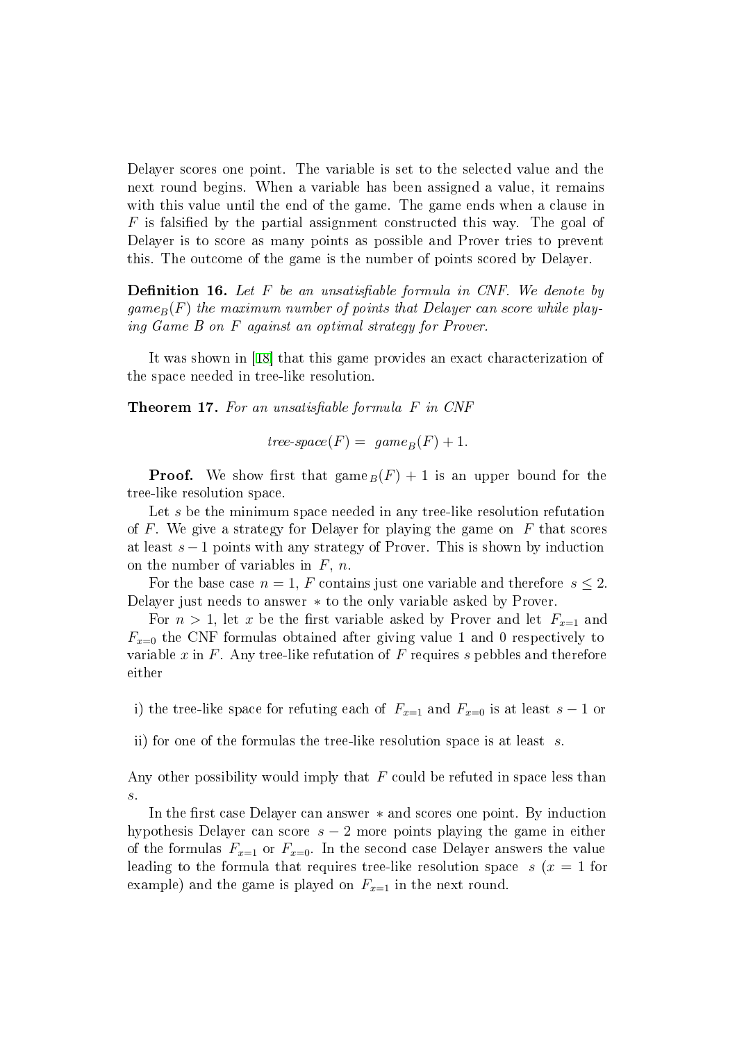Delayer scores one point. The variable is set to the selected value and the next round begins. When a variable has been assigned a value, it remains with this value until the end of the game. The game ends when a clause in $F$ is falsified by the partial assignment constructed this way. The goal of Delayer is to score as many points as possible and Prover tries to prevent this. The outcome of the game is the number of points scored by Delayer.

**Definition 16.** *Let $F$ be an unsatisfiable formula in CNF. We denote by $game_B(F)$ the maximum number of points that Delayer can score while playing Game B on $F$ against an optimal strategy for Prover.*

It was shown in [18] that this game provides an exact characterization of the space needed in tree-like resolution.

**Theorem 17.** *For an unsatisfiable formula $F$ in CNF*

$$\textit{tree-space}(F) = \ game_B(F) + 1.$$

**Proof.** We show first that $\text{game}_B(F) + 1$ is an upper bound for the tree-like resolution space.

Let $s$ be the minimum space needed in any tree-like resolution refutation of $F$. We give a strategy for Delayer for playing the game on $F$ that scores at least $s - 1$ points with any strategy of Prover. This is shown by induction on the number of variables in $F$, $n$.

For the base case $n = 1$, $F$ contains just one variable and therefore $s \leq 2$. Delayer just needs to answer $*$ to the only variable asked by Prover.

For $n > 1$, let $x$ be the first variable asked by Prover and let $F_{x=1}$ and $F_{x=0}$ the CNF formulas obtained after giving value 1 and 0 respectively to variable $x$ in $F$. Any tree-like refutation of $F$ requires $s$ pebbles and therefore either

i) the tree-like space for refuting each of $F_{x=1}$ and $F_{x=0}$ is at least $s - 1$ or

ii) for one of the formulas the tree-like resolution space is at least $s$.

Any other possibility would imply that $F$ could be refuted in space less than $s$.

In the first case Delayer can answer $*$ and scores one point. By induction hypothesis Delayer can score $s - 2$ more points playing the game in either of the formulas $F_{x=1}$ or $F_{x=0}$. In the second case Delayer answers the value leading to the formula that requires tree-like resolution space $s$ ($x = 1$ for example) and the game is played on $F_{x=1}$ in the next round.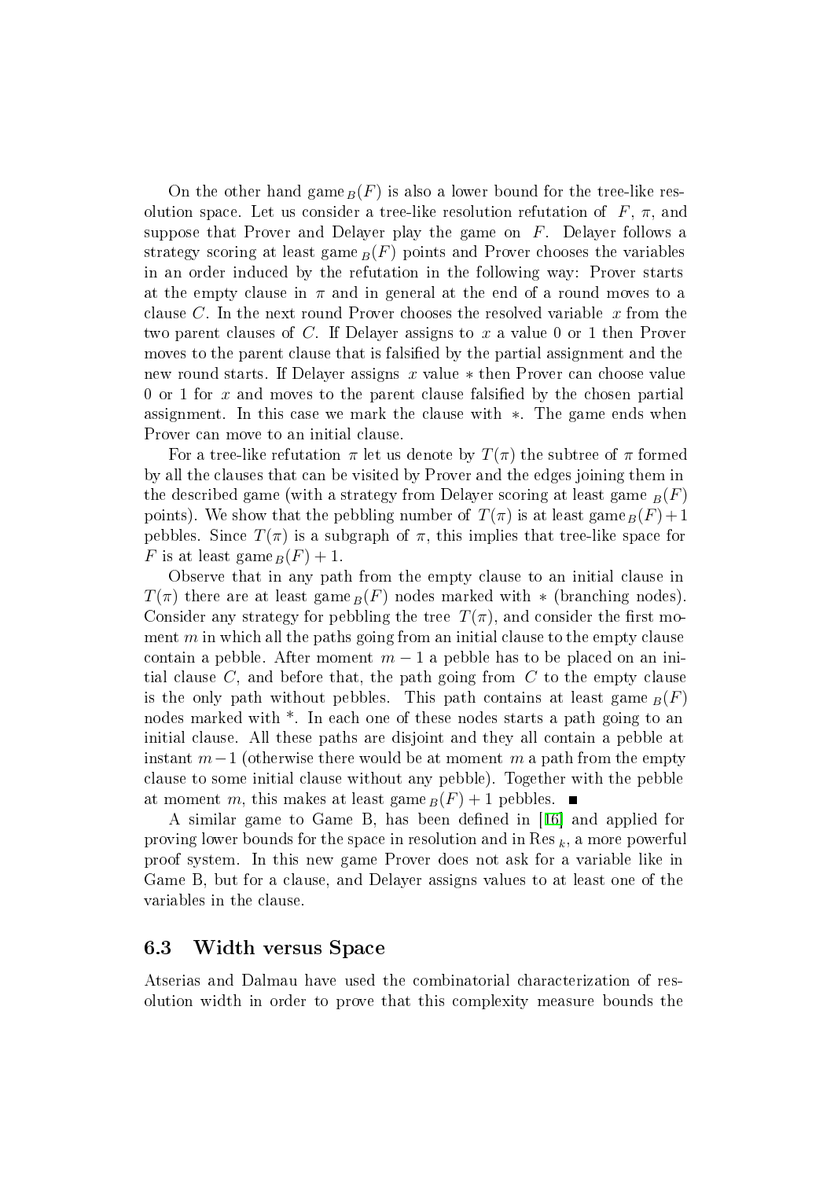On the other hand $\text{game}_B(F)$ is also a lower bound for the tree-like resolution space. Let us consider a tree-like resolution refutation of $F$, $\pi$, and suppose that Prover and Delayer play the game on $F$. Delayer follows a strategy scoring at least $\text{game}_B(F)$ points and Prover chooses the variables in an order induced by the refutation in the following way: Prover starts at the empty clause in $\pi$ and in general at the end of a round moves to a clause $C$. In the next round Prover chooses the resolved variable $x$ from the two parent clauses of $C$. If Delayer assigns to $x$ a value 0 or 1 then Prover moves to the parent clause that is falsified by the partial assignment and the new round starts. If Delayer assigns $x$ value $*$ then Prover can choose value 0 or 1 for $x$ and moves to the parent clause falsified by the chosen partial assignment. In this case we mark the clause with $*$. The game ends when Prover can move to an initial clause.

For a tree-like refutation $\pi$ let us denote by $T(\pi)$ the subtree of $\pi$ formed by all the clauses that can be visited by Prover and the edges joining them in the described game (with a strategy from Delayer scoring at least $\text{game}_B(F)$ points). We show that the pebbling number of $T(\pi)$ is at least $\text{game}_B(F)+1$ pebbles. Since $T(\pi)$ is a subgraph of $\pi$, this implies that tree-like space for $F$ is at least $\text{game}_B(F)+1$.

Observe that in any path from the empty clause to an initial clause in $T(\pi)$ there are at least $\text{game}_B(F)$ nodes marked with $*$ (branching nodes). Consider any strategy for pebbling the tree $T(\pi)$, and consider the first moment $m$ in which all the paths going from an initial clause to the empty clause contain a pebble. After moment $m-1$ a pebble has to be placed on an initial clause $C$, and before that, the path going from $C$ to the empty clause is the only path without pebbles. This path contains at least $\text{game}_B(F)$ nodes marked with *. In each one of these nodes starts a path going to an initial clause. All these paths are disjoint and they all contain a pebble at instant $m-1$ (otherwise there would be at moment $m$ a path from the empty clause to some initial clause without any pebble). Together with the pebble at moment $m$, this makes at least $\text{game}_B(F)+1$ pebbles. ■

A similar game to Game B, has been defined in [16] and applied for proving lower bounds for the space in resolution and in $\text{Res}_k$, a more powerful proof system. In this new game Prover does not ask for a variable like in Game B, but for a clause, and Delayer assigns values to at least one of the variables in the clause.

### 6.3 Width versus Space

Atserias and Dalmau have used the combinatorial characterization of resolution width in order to prove that this complexity measure bounds the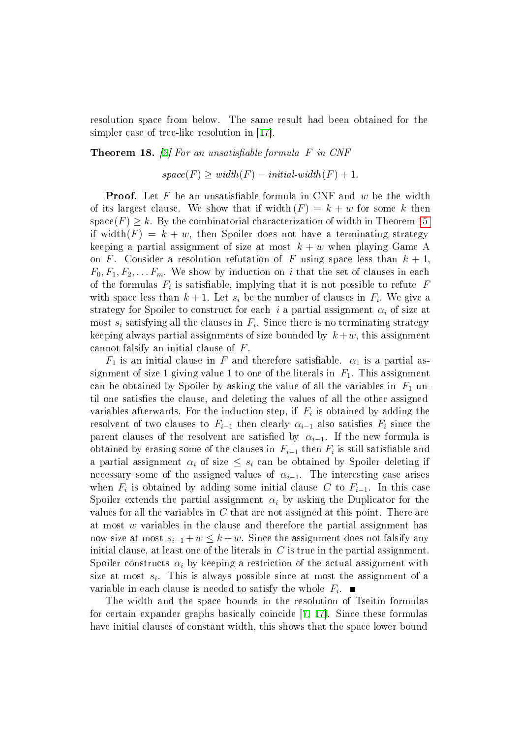resolution space from below. The same result had been obtained for the simpler case of tree-like resolution in [17].

**Theorem 18.** *[2] For an unsatisfiable formula $F$ in CNF*

$$space(F) \geq width(F) - initial\text{-}width(F) + 1.$$

**Proof.** Let $F$ be an unsatisfiable formula in CNF and $w$ be the width of its largest clause. We show that if $\text{width}(F) = k + w$ for some $k$ then $\text{space}(F) \geq k$. By the combinatorial characterization of width in Theorem 15 if $\text{width}(F) = k + w$, then Spoiler does not have a terminating strategy keeping a partial assignment of size at most $k + w$ when playing Game A on $F$. Consider a resolution refutation of $F$ using space less than $k + 1$, $F_0, F_1, F_2, \dots F_m$. We show by induction on $i$ that the set of clauses in each of the formulas $F_i$ is satisfiable, implying that it is not possible to refute $F$ with space less than $k + 1$. Let $s_i$ be the number of clauses in $F_i$. We give a strategy for Spoiler to construct for each $i$ a partial assignment $\alpha_i$ of size at most $s_i$ satisfying all the clauses in $F_i$. Since there is no terminating strategy keeping always partial assignments of size bounded by $k+w$, this assignment cannot falsify an initial clause of $F$.

$F_1$ is an initial clause in $F$ and therefore satisfiable. $\alpha_1$ is a partial assignment of size 1 giving value 1 to one of the literals in $F_1$. This assignment can be obtained by Spoiler by asking the value of all the variables in $F_1$ until one satisfies the clause, and deleting the values of all the other assigned variables afterwards. For the induction step, if $F_i$ is obtained by adding the resolvent of two clauses to $F_{i-1}$ then clearly $\alpha_{i-1}$ also satisfies $F_i$ since the parent clauses of the resolvent are satisfied by $\alpha_{i-1}$. If the new formula is obtained by erasing some of the clauses in $F_{i-1}$ then $F_i$ is still satisfiable and a partial assignment $\alpha_i$ of size $\leq s_i$ can be obtained by Spoiler deleting if necessary some of the assigned values of $\alpha_{i-1}$. The interesting case arises when $F_i$ is obtained by adding some initial clause $C$ to $F_{i-1}$. In this case Spoiler extends the partial assignment $\alpha_i$ by asking the Duplicator for the values for all the variables in $C$ that are not assigned at this point. There are at most $w$ variables in the clause and therefore the partial assignment has now size at most $s_{i-1} + w \leq k + w$. Since the assignment does not falsify any initial clause, at least one of the literals in $C$ is true in the partial assignment. Spoiler constructs $\alpha_i$ by keeping a restriction of the actual assignment with size at most $s_i$. This is always possible since at most the assignment of a variable in each clause is needed to satisfy the whole $F_i$. ■

The width and the space bounds in the resolution of Tseitin formulas for certain expander graphs basically coincide [7, 17]. Since these formulas have initial clauses of constant width, this shows that the space lower bound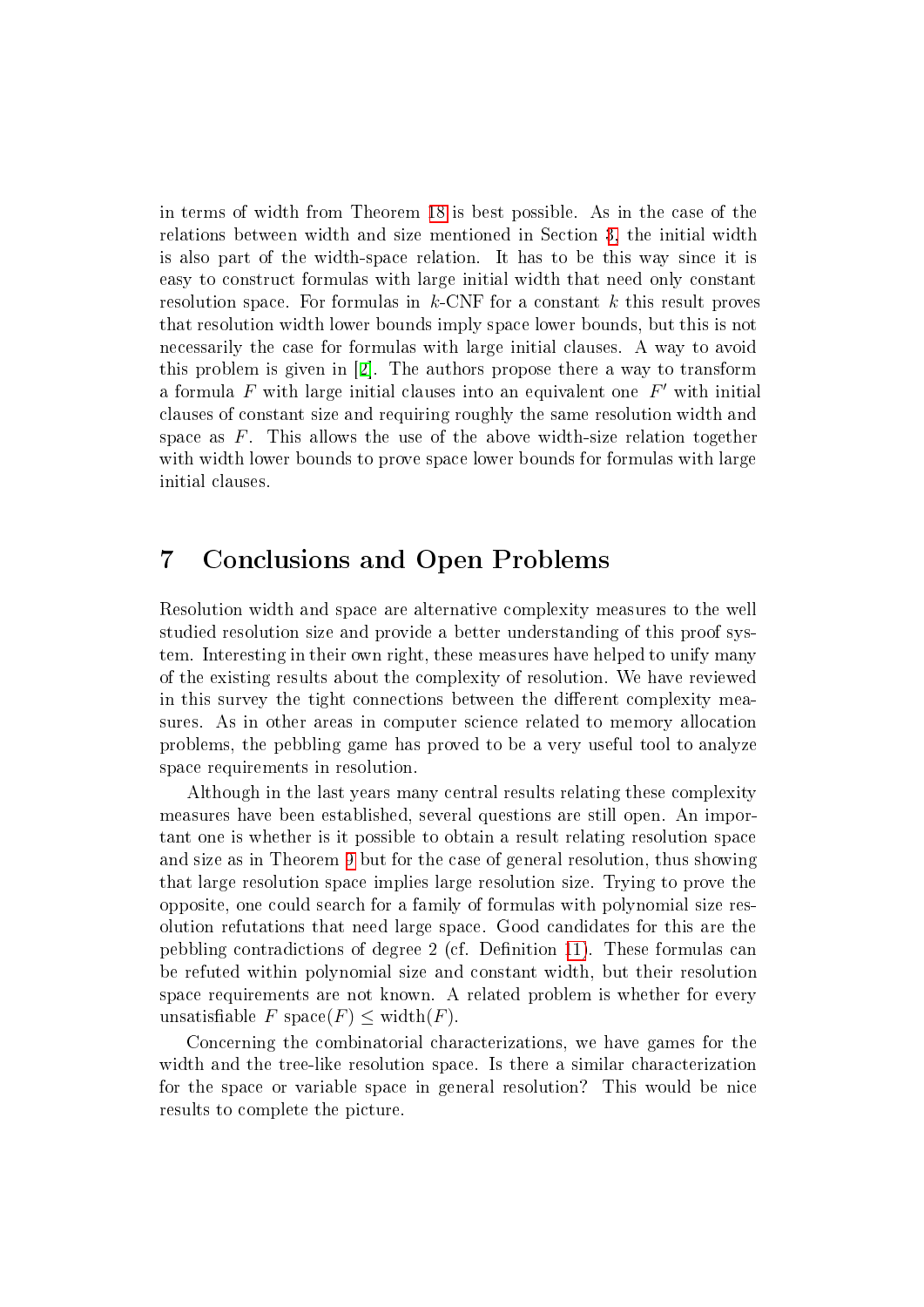in terms of width from Theorem 18 is best possible. As in the case of the relations between width and size mentioned in Section 3, the initial width is also part of the width-space relation. It has to be this way since it is easy to construct formulas with large initial width that need only constant resolution space. For formulas in $k$-CNF for a constant $k$ this result proves that resolution width lower bounds imply space lower bounds, but this is not necessarily the case for formulas with large initial clauses. A way to avoid this problem is given in [2]. The authors propose there a way to transform a formula $F$ with large initial clauses into an equivalent one $F'$ with initial clauses of constant size and requiring roughly the same resolution width and space as $F$. This allows the use of the above width-size relation together with width lower bounds to prove space lower bounds for formulas with large initial clauses.

# 7 Conclusions and Open Problems

Resolution width and space are alternative complexity measures to the well studied resolution size and provide a better understanding of this proof system. Interesting in their own right, these measures have helped to unify many of the existing results about the complexity of resolution. We have reviewed in this survey the tight connections between the different complexity measures. As in other areas in computer science related to memory allocation problems, the pebbling game has proved to be a very useful tool to analyze space requirements in resolution.

Although in the last years many central results relating these complexity measures have been established, several questions are still open. An important one is whether is it possible to obtain a result relating resolution space and size as in Theorem 9 but for the case of general resolution, thus showing that large resolution space implies large resolution size. Trying to prove the opposite, one could search for a family of formulas with polynomial size resolution refutations that need large space. Good candidates for this are the pebbling contradictions of degree 2 (cf. Definition 11). These formulas can be refuted within polynomial size and constant width, but their resolution space requirements are not known. A related problem is whether for every unsatisfiable $F$ $\text{space}(F) \leq \text{width}(F)$.

Concerning the combinatorial characterizations, we have games for the width and the tree-like resolution space. Is there a similar characterization for the space or variable space in general resolution? This would be nice results to complete the picture.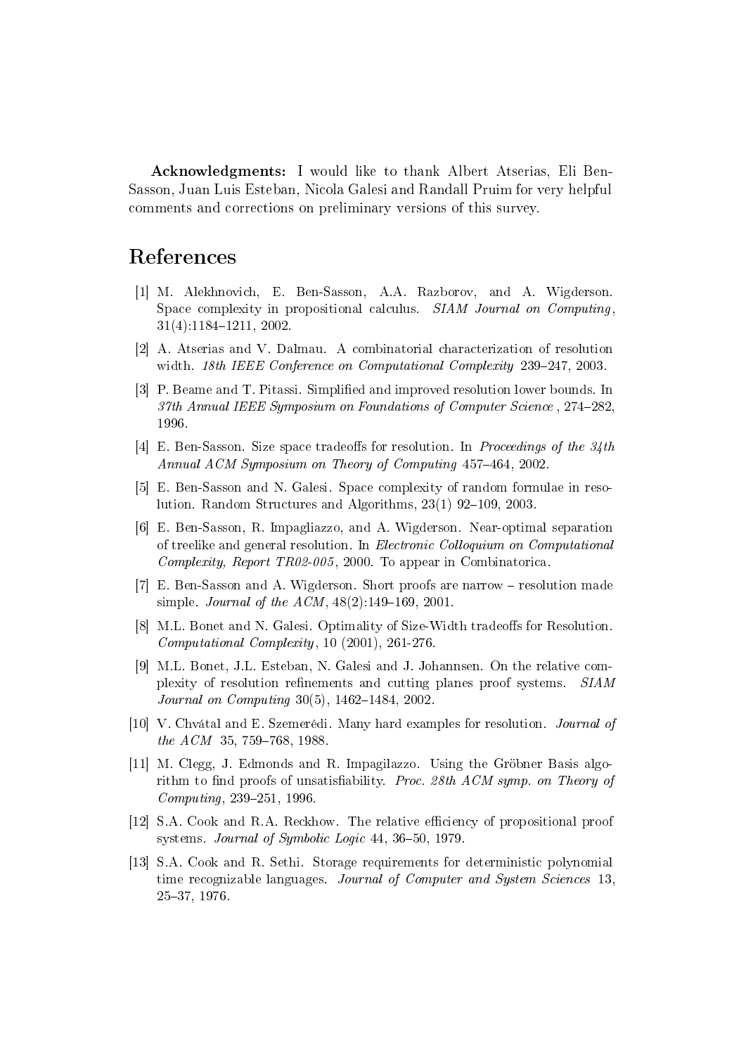**Acknowledgments:** I would like to thank Albert Atserias, Eli Ben-Sasson, Juan Luis Esteban, Nicola Galesi and Randall Pruim for very helpful comments and corrections on preliminary versions of this survey.

# References

[1] M. Alekhnovich, E. Ben-Sasson, A.A. Razborov, and A. Wigderson. Space complexity in propositional calculus. *SIAM Journal on Computing*, 31(4):1184–1211, 2002.

[2] A. Atserias and V. Dalmau. A combinatorial characterization of resolution width. *18th IEEE Conference on Computational Complexity* 239–247, 2003.

[3] P. Beame and T. Pitassi. Simplified and improved resolution lower bounds. In *37th Annual IEEE Symposium on Foundations of Computer Science* , 274–282, 1996.

[4] E. Ben-Sasson. Size space tradeoffs for resolution. In *Proceedings of the 34th Annual ACM Symposium on Theory of Computing* 457–464, 2002.

[5] E. Ben-Sasson and N. Galesi. Space complexity of random formulae in resolution. Random Structures and Algorithms, 23(1) 92–109, 2003.

[6] E. Ben-Sasson, R. Impagliazzo, and A. Wigderson. Near-optimal separation of treelike and general resolution. In *Electronic Colloquium on Computational Complexity, Report TR02-005*, 2000. To appear in Combinatorica.

[7] E. Ben-Sasson and A. Wigderson. Short proofs are narrow – resolution made simple. *Journal of the ACM*, 48(2):149–169, 2001.

[8] M.L. Bonet and N. Galesi. Optimality of Size-Width tradeoffs for Resolution. *Computational Complexity*, 10 (2001), 261-276.

[9] M.L. Bonet, J.L. Esteban, N. Galesi and J. Johannsen. On the relative complexity of resolution refinements and cutting planes proof systems. *SIAM Journal on Computing* 30(5), 1462–1484, 2002.

[10] V. Chvátal and E. Szemerédi. Many hard examples for resolution. *Journal of the ACM* 35, 759–768, 1988.

[11] M. Clegg, J. Edmonds and R. Impagilazzo. Using the Gröbner Basis algorithm to find proofs of unsatisfiability. *Proc. 28th ACM symp. on Theory of Computing*, 239–251, 1996.

[12] S.A. Cook and R.A. Reckhow. The relative efficiency of propositional proof systems. *Journal of Symbolic Logic* 44, 36–50, 1979.

[13] S.A. Cook and R. Sethi. Storage requirements for deterministic polynomial time recognizable languages. *Journal of Computer and System Sciences* 13, 25–37, 1976.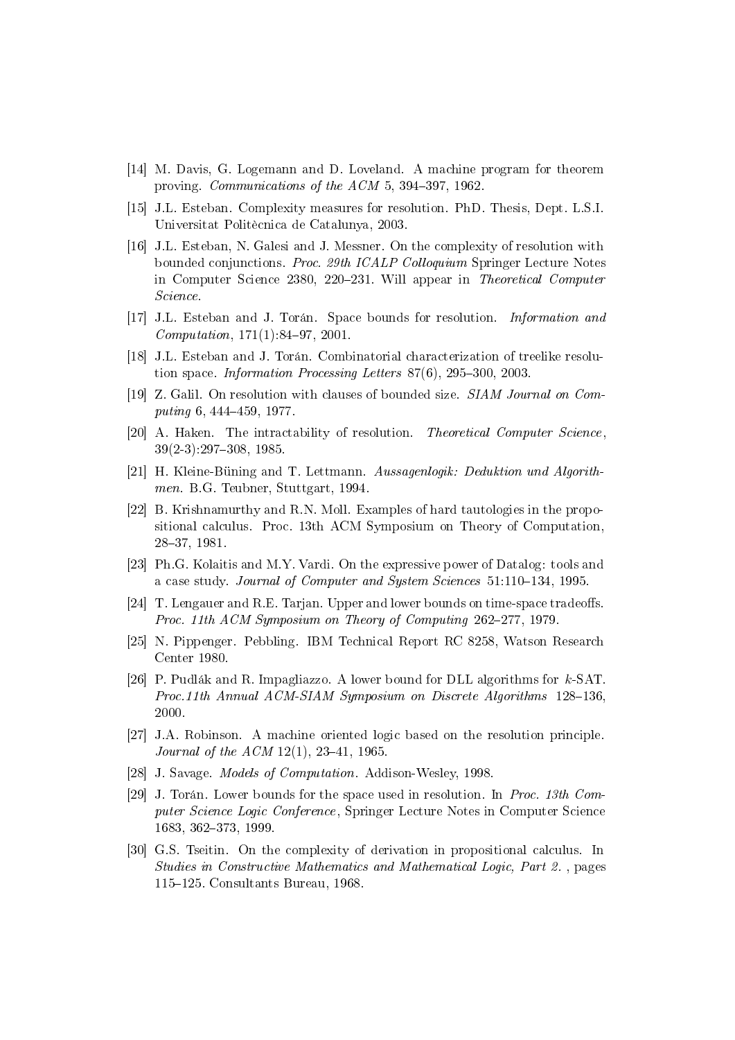[14] M. Davis, G. Logemann and D. Loveland. A machine program for theorem proving. *Communications of the ACM* 5, 394–397, 1962.

[15] J.L. Esteban. Complexity measures for resolution. PhD. Thesis, Dept. L.S.I. Universitat Politècnica de Catalunya, 2003.

[16] J.L. Esteban, N. Galesi and J. Messner. On the complexity of resolution with bounded conjunctions. *Proc. 29th ICALP Colloquium* Springer Lecture Notes in Computer Science 2380, 220–231. Will appear in *Theoretical Computer Science*.

[17] J.L. Esteban and J. Torán. Space bounds for resolution. *Information and Computation*, 171(1):84–97, 2001.

[18] J.L. Esteban and J. Torán. Combinatorial characterization of treelike resolution space. *Information Processing Letters* 87(6), 295–300, 2003.

[19] Z. Galil. On resolution with clauses of bounded size. *SIAM Journal on Computing* 6, 444–459, 1977.

[20] A. Haken. The intractability of resolution. *Theoretical Computer Science*, 39(2-3):297–308, 1985.

[21] H. Kleine-Büning and T. Lettmann. *Aussagenlogik: Deduktion und Algorithmen.* B.G. Teubner, Stuttgart, 1994.

[22] B. Krishnamurthy and R.N. Moll. Examples of hard tautologies in the propositional calculus. Proc. 13th ACM Symposium on Theory of Computation, 28–37, 1981.

[23] Ph.G. Kolaitis and M.Y. Vardi. On the expressive power of Datalog: tools and a case study. *Journal of Computer and System Sciences* 51:110–134, 1995.

[24] T. Lengauer and R.E. Tarjan. Upper and lower bounds on time-space tradeoffs. *Proc. 11th ACM Symposium on Theory of Computing* 262–277, 1979.

[25] N. Pippenger. Pebbling. IBM Technical Report RC 8258, Watson Research Center 1980.

[26] P. Pudlák and R. Impagliazzo. A lower bound for DLL algorithms for $k$-SAT. *Proc.11th Annual ACM-SIAM Symposium on Discrete Algorithms* 128–136, 2000.

[27] J.A. Robinson. A machine oriented logic based on the resolution principle. *Journal of the ACM* 12(1), 23–41, 1965.

[28] J. Savage. *Models of Computation*. Addison-Wesley, 1998.

[29] J. Torán. Lower bounds for the space used in resolution. In *Proc. 13th Computer Science Logic Conference*, Springer Lecture Notes in Computer Science 1683, 362–373, 1999.

[30] G.S. Tseitin. On the complexity of derivation in propositional calculus. In *Studies in Constructive Mathematics and Mathematical Logic, Part 2.* , pages 115–125. Consultants Bureau, 1968.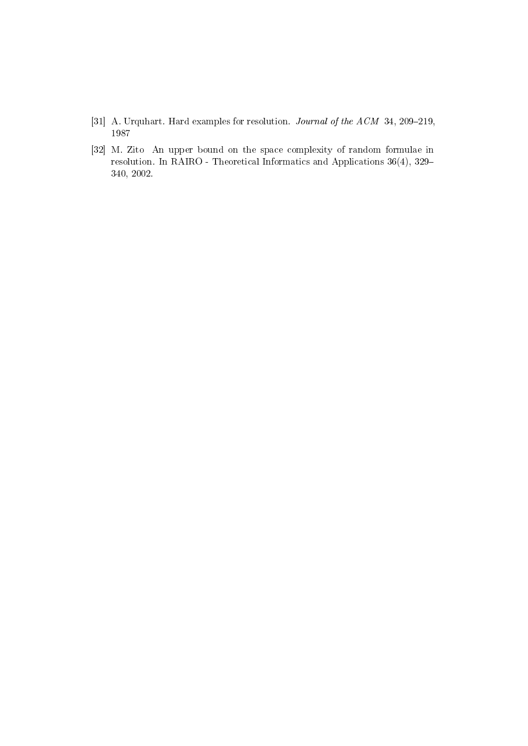[31] A. Urquhart. Hard examples for resolution. *Journal of the ACM* 34, 209–219, 1987

[32] M. Zito An upper bound on the space complexity of random formulae in resolution. In RAIRO - Theoretical Informatics and Applications 36(4), 329–340, 2002.